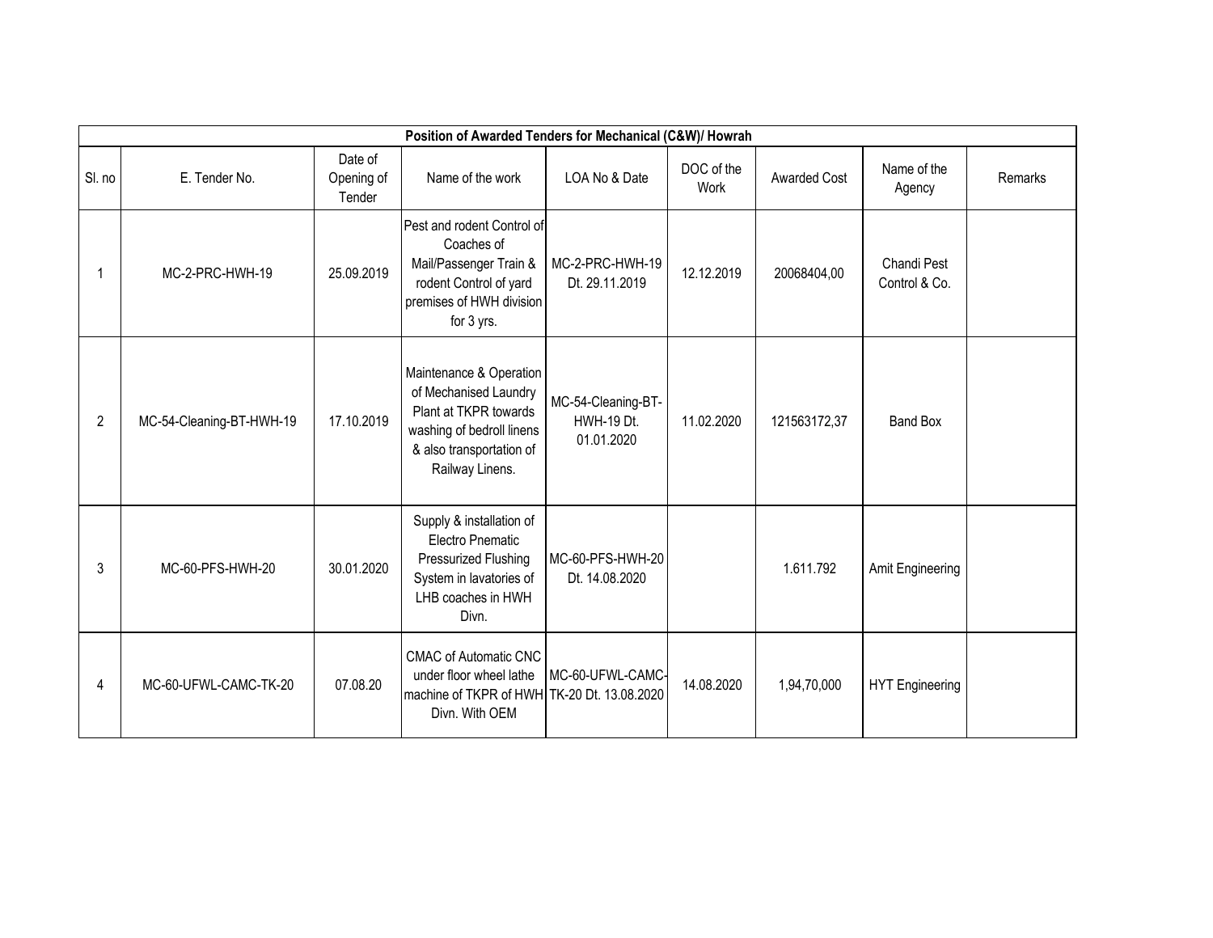| Position of Awarded Tenders for Mechanical (C&W)/ Howrah | | | | | | | | |
|---|---|---|---|---|---|---|---|---|
| Sl. no | E. Tender No. | Date of Opening of Tender | Name of the work | LOA No & Date | DOC of the Work | Awarded Cost | Name of the Agency | Remarks |
| 1 | MC-2-PRC-HWH-19 | 25.09.2019 | Pest and rodent Control of Coaches of Mail/Passenger Train & rodent Control of yard premises of HWH division for 3 yrs. | MC-2-PRC-HWH-19 Dt. 29.11.2019 | 12.12.2019 | 20068404,00 | Chandi Pest Control & Co. | |
| 2 | MC-54-Cleaning-BT-HWH-19 | 17.10.2019 | Maintenance & Operation of Mechanised Laundry Plant at TKPR towards washing of bedroll linens & also transportation of Railway Linens. | MC-54-Cleaning-BT-HWH-19 Dt. 01.01.2020 | 11.02.2020 | 121563172,37 | Band Box | |
| 3 | MC-60-PFS-HWH-20 | 30.01.2020 | Supply & installation of Electro Pnematic Pressurized Flushing System in lavatories of LHB coaches in HWH Divn. | MC-60-PFS-HWH-20 Dt. 14.08.2020 | | 1.611.792 | Amit Engineering | |
| 4 | MC-60-UFWL-CAMC-TK-20 | 07.08.20 | CMAC of Automatic CNC under floor wheel lathe machine of TKPR of HWH Divn. With OEM | MC-60-UFWL-CAMC-TK-20 Dt. 13.08.2020 | 14.08.2020 | 1,94,70,000 | HYT Engineering | |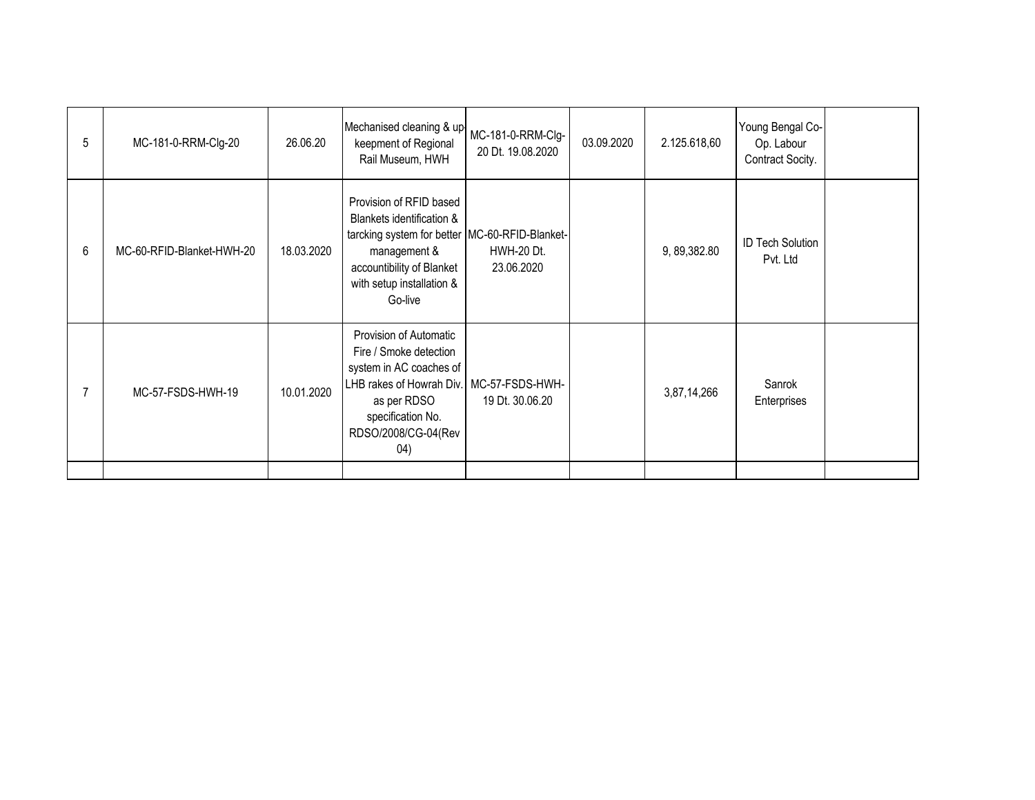| | | | | | | | | |
|---|---|---|---|---|---|---|---|---|
| 5 | MC-181-0-RRM-Clg-20 | 26.06.20 | Mechanised cleaning & up-keepment of Regional Rail Museum, HWH | MC-181-0-RRM-Clg-20 Dt. 19.08.2020 | 03.09.2020 | 2.125.618,60 | Young Bengal Co-Op. Labour Contract Socity. | |
| 6 | MC-60-RFID-Blanket-HWH-20 | 18.03.2020 | Provision of RFID based Blankets identification & tarcking system for better management & accountibility of Blanket with setup installation & Go-live | MC-60-RFID-Blanket-HWH-20 Dt. 23.06.2020 | | 9, 89,382.80 | ID Tech Solution Pvt. Ltd | |
| 7 | MC-57-FSDS-HWH-19 | 10.01.2020 | Provision of Automatic Fire / Smoke detection system in AC coaches of LHB rakes of Howrah Div. as per RDSO specification No. RDSO/2008/CG-04(Rev 04) | MC-57-FSDS-HWH-19 Dt. 30.06.20 | | 3,87,14,266 | Sanrok Enterprises | |
| | | | | | | | | |